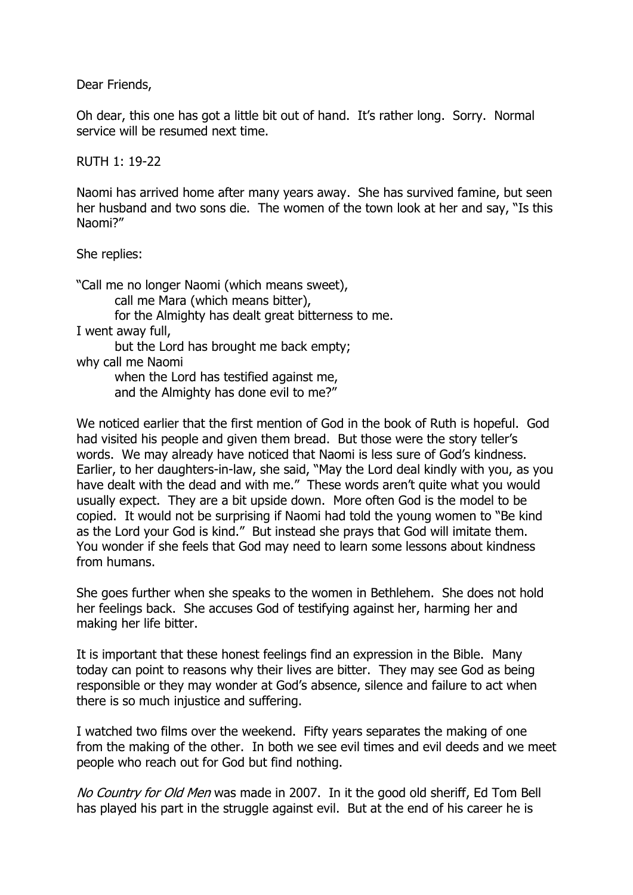Dear Friends,

Oh dear, this one has got a little bit out of hand. It's rather long. Sorry. Normal service will be resumed next time.

RUTH 1: 19-22

Naomi has arrived home after many years away. She has survived famine, but seen her husband and two sons die. The women of the town look at her and say, "Is this Naomi?"

She replies:

"Call me no longer Naomi (which means sweet),
call me Mara (which means bitter),
for the Almighty has dealt great bitterness to me.
I went away full,
but the Lord has brought me back empty;
why call me Naomi
when the Lord has testified against me,
and the Almighty has done evil to me?"

We noticed earlier that the first mention of God in the book of Ruth is hopeful. God had visited his people and given them bread. But those were the story teller's words. We may already have noticed that Naomi is less sure of God's kindness. Earlier, to her daughters-in-law, she said, "May the Lord deal kindly with you, as you have dealt with the dead and with me." These words aren't quite what you would usually expect. They are a bit upside down. More often God is the model to be copied. It would not be surprising if Naomi had told the young women to "Be kind as the Lord your God is kind." But instead she prays that God will imitate them. You wonder if she feels that God may need to learn some lessons about kindness from humans.

She goes further when she speaks to the women in Bethlehem. She does not hold her feelings back. She accuses God of testifying against her, harming her and making her life bitter.

It is important that these honest feelings find an expression in the Bible. Many today can point to reasons why their lives are bitter. They may see God as being responsible or they may wonder at God's absence, silence and failure to act when there is so much injustice and suffering.

I watched two films over the weekend. Fifty years separates the making of one from the making of the other. In both we see evil times and evil deeds and we meet people who reach out for God but find nothing.

*No Country for Old Men* was made in 2007. In it the good old sheriff, Ed Tom Bell has played his part in the struggle against evil. But at the end of his career he is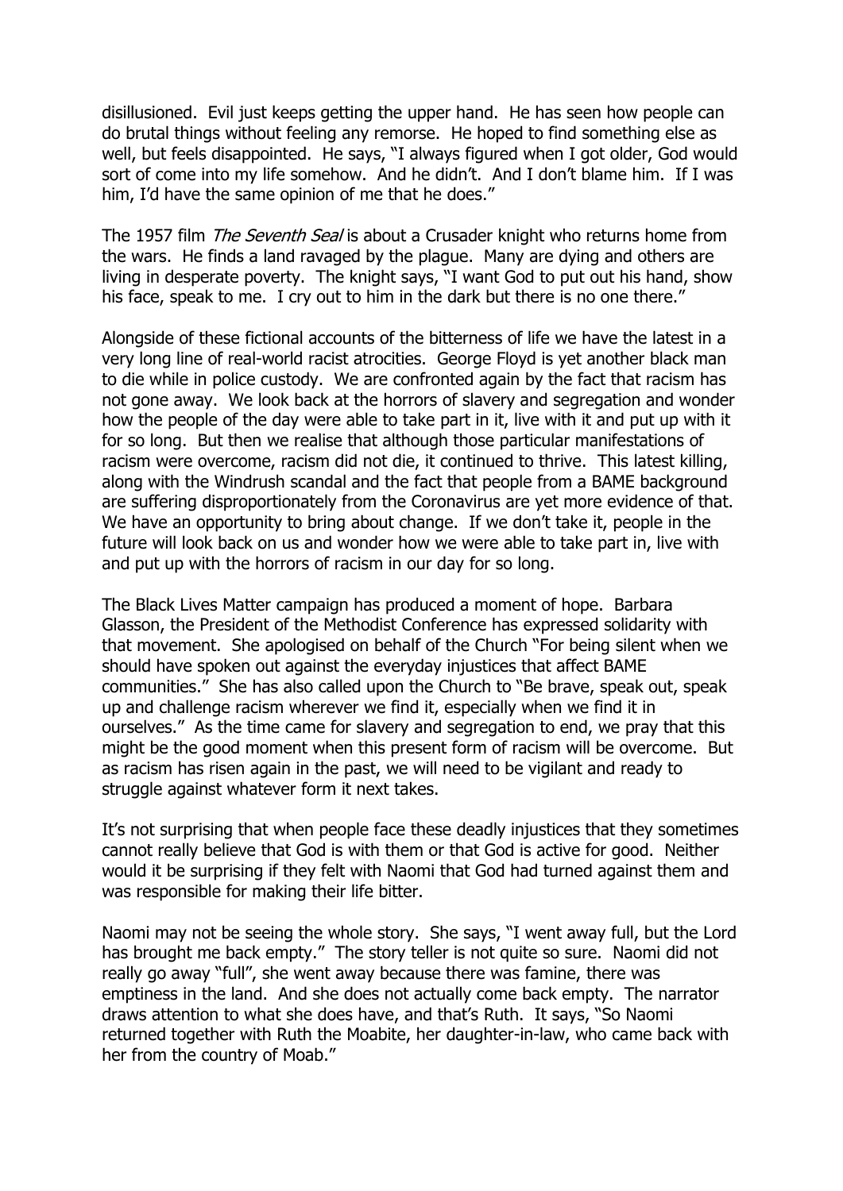disillusioned. Evil just keeps getting the upper hand. He has seen how people can do brutal things without feeling any remorse. He hoped to find something else as well, but feels disappointed. He says, "I always figured when I got older, God would sort of come into my life somehow. And he didn't. And I don't blame him. If I was him, I'd have the same opinion of me that he does."

The 1957 film *The Seventh Seal* is about a Crusader knight who returns home from the wars. He finds a land ravaged by the plague. Many are dying and others are living in desperate poverty. The knight says, "I want God to put out his hand, show his face, speak to me. I cry out to him in the dark but there is no one there."

Alongside of these fictional accounts of the bitterness of life we have the latest in a very long line of real-world racist atrocities. George Floyd is yet another black man to die while in police custody. We are confronted again by the fact that racism has not gone away. We look back at the horrors of slavery and segregation and wonder how the people of the day were able to take part in it, live with it and put up with it for so long. But then we realise that although those particular manifestations of racism were overcome, racism did not die, it continued to thrive. This latest killing, along with the Windrush scandal and the fact that people from a BAME background are suffering disproportionately from the Coronavirus are yet more evidence of that. We have an opportunity to bring about change. If we don't take it, people in the future will look back on us and wonder how we were able to take part in, live with and put up with the horrors of racism in our day for so long.

The Black Lives Matter campaign has produced a moment of hope. Barbara Glasson, the President of the Methodist Conference has expressed solidarity with that movement. She apologised on behalf of the Church "For being silent when we should have spoken out against the everyday injustices that affect BAME communities." She has also called upon the Church to "Be brave, speak out, speak up and challenge racism wherever we find it, especially when we find it in ourselves." As the time came for slavery and segregation to end, we pray that this might be the good moment when this present form of racism will be overcome. But as racism has risen again in the past, we will need to be vigilant and ready to struggle against whatever form it next takes.

It's not surprising that when people face these deadly injustices that they sometimes cannot really believe that God is with them or that God is active for good. Neither would it be surprising if they felt with Naomi that God had turned against them and was responsible for making their life bitter.

Naomi may not be seeing the whole story. She says, "I went away full, but the Lord has brought me back empty." The story teller is not quite so sure. Naomi did not really go away "full", she went away because there was famine, there was emptiness in the land. And she does not actually come back empty. The narrator draws attention to what she does have, and that's Ruth. It says, "So Naomi returned together with Ruth the Moabite, her daughter-in-law, who came back with her from the country of Moab."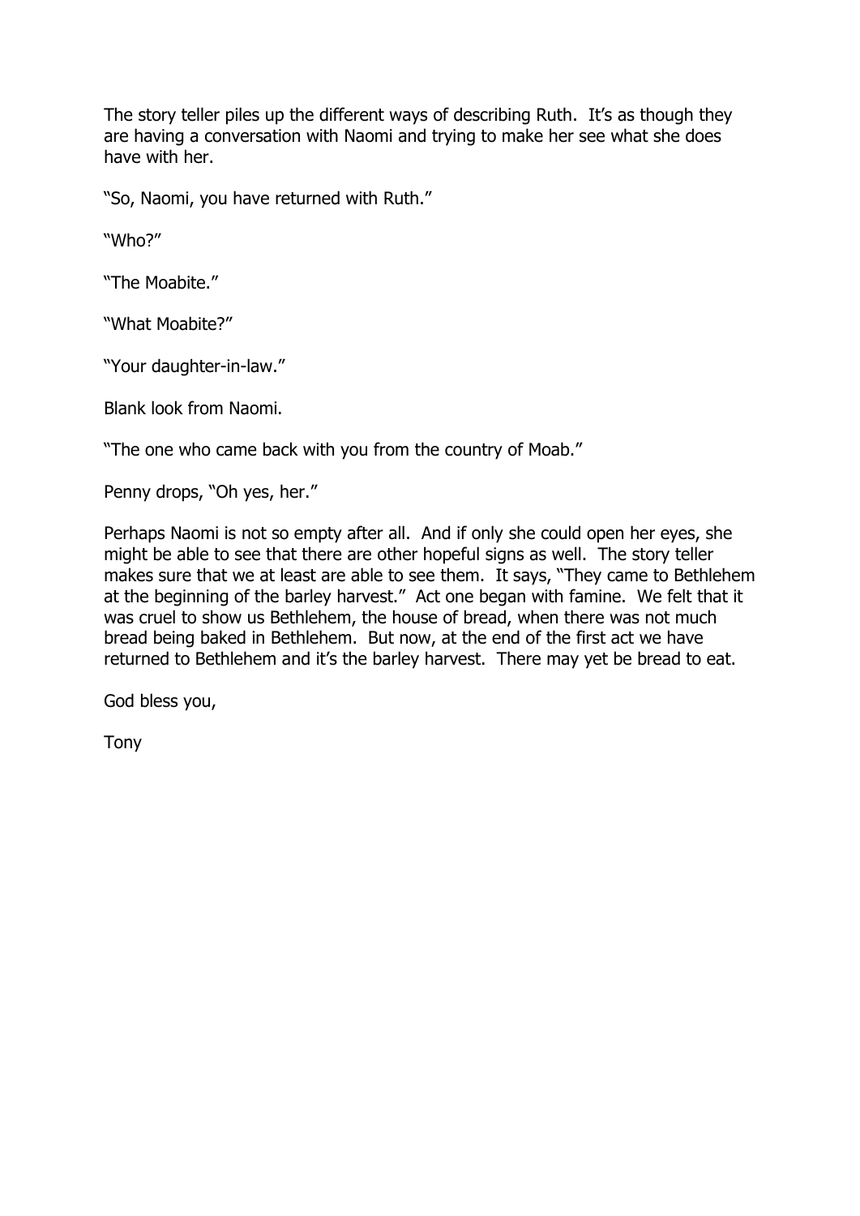The story teller piles up the different ways of describing Ruth. It's as though they are having a conversation with Naomi and trying to make her see what she does have with her.

"So, Naomi, you have returned with Ruth."

"Who?"

"The Moabite."

"What Moabite?"

"Your daughter-in-law."

Blank look from Naomi.

"The one who came back with you from the country of Moab."

Penny drops, "Oh yes, her."

Perhaps Naomi is not so empty after all. And if only she could open her eyes, she might be able to see that there are other hopeful signs as well. The story teller makes sure that we at least are able to see them. It says, "They came to Bethlehem at the beginning of the barley harvest." Act one began with famine. We felt that it was cruel to show us Bethlehem, the house of bread, when there was not much bread being baked in Bethlehem. But now, at the end of the first act we have returned to Bethlehem and it's the barley harvest. There may yet be bread to eat.

God bless you,

Tony